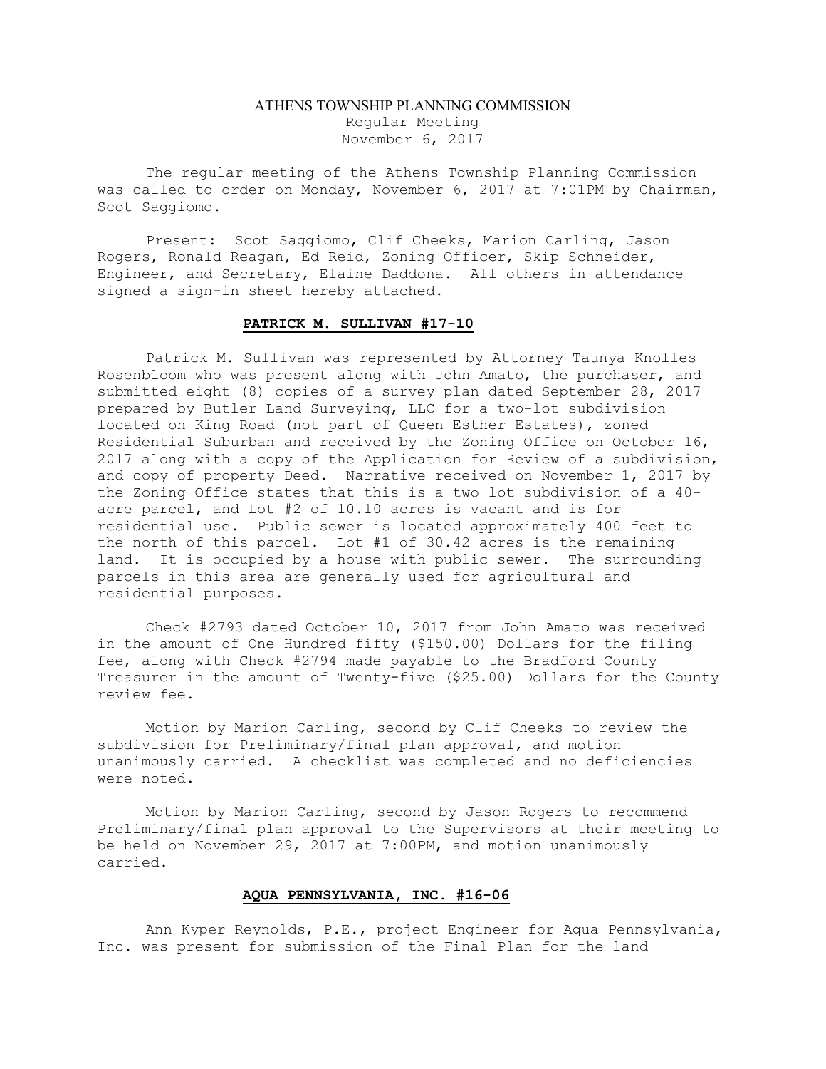# ATHENS TOWNSHIP PLANNING COMMISSION

Regular Meeting
November 6, 2017

The regular meeting of the Athens Township Planning Commission was called to order on Monday, November 6, 2017 at 7:01PM by Chairman, Scot Saggiomo.

Present: Scot Saggiomo, Clif Cheeks, Marion Carling, Jason Rogers, Ronald Reagan, Ed Reid, Zoning Officer, Skip Schneider, Engineer, and Secretary, Elaine Daddona. All others in attendance signed a sign-in sheet hereby attached.

## PATRICK M. SULLIVAN #17-10

Patrick M. Sullivan was represented by Attorney Taunya Knolles Rosenbloom who was present along with John Amato, the purchaser, and submitted eight (8) copies of a survey plan dated September 28, 2017 prepared by Butler Land Surveying, LLC for a two-lot subdivision located on King Road (not part of Queen Esther Estates), zoned Residential Suburban and received by the Zoning Office on October 16, 2017 along with a copy of the Application for Review of a subdivision, and copy of property Deed. Narrative received on November 1, 2017 by the Zoning Office states that this is a two lot subdivision of a 40-acre parcel, and Lot #2 of 10.10 acres is vacant and is for residential use. Public sewer is located approximately 400 feet to the north of this parcel. Lot #1 of 30.42 acres is the remaining land. It is occupied by a house with public sewer. The surrounding parcels in this area are generally used for agricultural and residential purposes.

Check #2793 dated October 10, 2017 from John Amato was received in the amount of One Hundred fifty ($150.00) Dollars for the filing fee, along with Check #2794 made payable to the Bradford County Treasurer in the amount of Twenty-five ($25.00) Dollars for the County review fee.

Motion by Marion Carling, second by Clif Cheeks to review the subdivision for Preliminary/final plan approval, and motion unanimously carried. A checklist was completed and no deficiencies were noted.

Motion by Marion Carling, second by Jason Rogers to recommend Preliminary/final plan approval to the Supervisors at their meeting to be held on November 29, 2017 at 7:00PM, and motion unanimously carried.

## AQUA PENNSYLVANIA, INC. #16-06

Ann Kyper Reynolds, P.E., project Engineer for Aqua Pennsylvania, Inc. was present for submission of the Final Plan for the land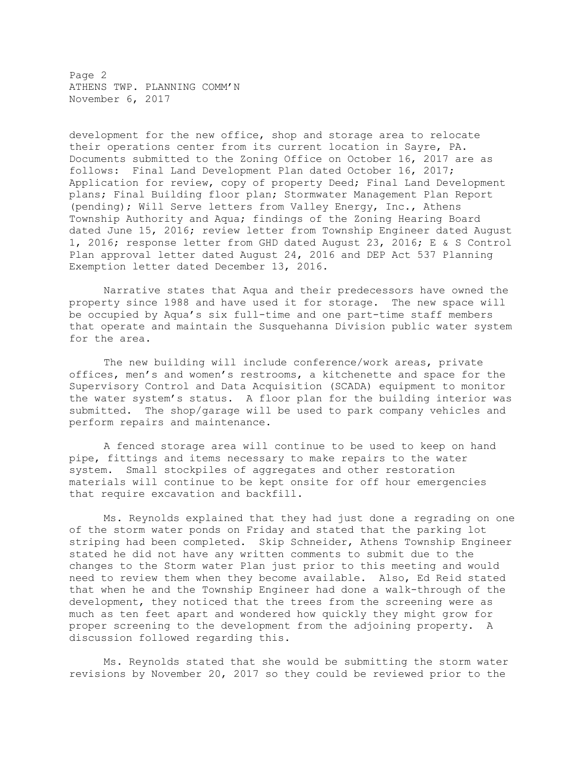development for the new office, shop and storage area to relocate their operations center from its current location in Sayre, PA. Documents submitted to the Zoning Office on October 16, 2017 are as follows: Final Land Development Plan dated October 16, 2017; Application for review, copy of property Deed; Final Land Development plans; Final Building floor plan; Stormwater Management Plan Report (pending); Will Serve letters from Valley Energy, Inc., Athens Township Authority and Aqua; findings of the Zoning Hearing Board dated June 15, 2016; review letter from Township Engineer dated August 1, 2016; response letter from GHD dated August 23, 2016; E & S Control Plan approval letter dated August 24, 2016 and DEP Act 537 Planning Exemption letter dated December 13, 2016.

Narrative states that Aqua and their predecessors have owned the property since 1988 and have used it for storage. The new space will be occupied by Aqua's six full-time and one part-time staff members that operate and maintain the Susquehanna Division public water system for the area.

The new building will include conference/work areas, private offices, men's and women's restrooms, a kitchenette and space for the Supervisory Control and Data Acquisition (SCADA) equipment to monitor the water system's status. A floor plan for the building interior was submitted. The shop/garage will be used to park company vehicles and perform repairs and maintenance.

A fenced storage area will continue to be used to keep on hand pipe, fittings and items necessary to make repairs to the water system. Small stockpiles of aggregates and other restoration materials will continue to be kept onsite for off hour emergencies that require excavation and backfill.

Ms. Reynolds explained that they had just done a regrading on one of the storm water ponds on Friday and stated that the parking lot striping had been completed. Skip Schneider, Athens Township Engineer stated he did not have any written comments to submit due to the changes to the Storm water Plan just prior to this meeting and would need to review them when they become available. Also, Ed Reid stated that when he and the Township Engineer had done a walk-through of the development, they noticed that the trees from the screening were as much as ten feet apart and wondered how quickly they might grow for proper screening to the development from the adjoining property. A discussion followed regarding this.

Ms. Reynolds stated that she would be submitting the storm water revisions by November 20, 2017 so they could be reviewed prior to the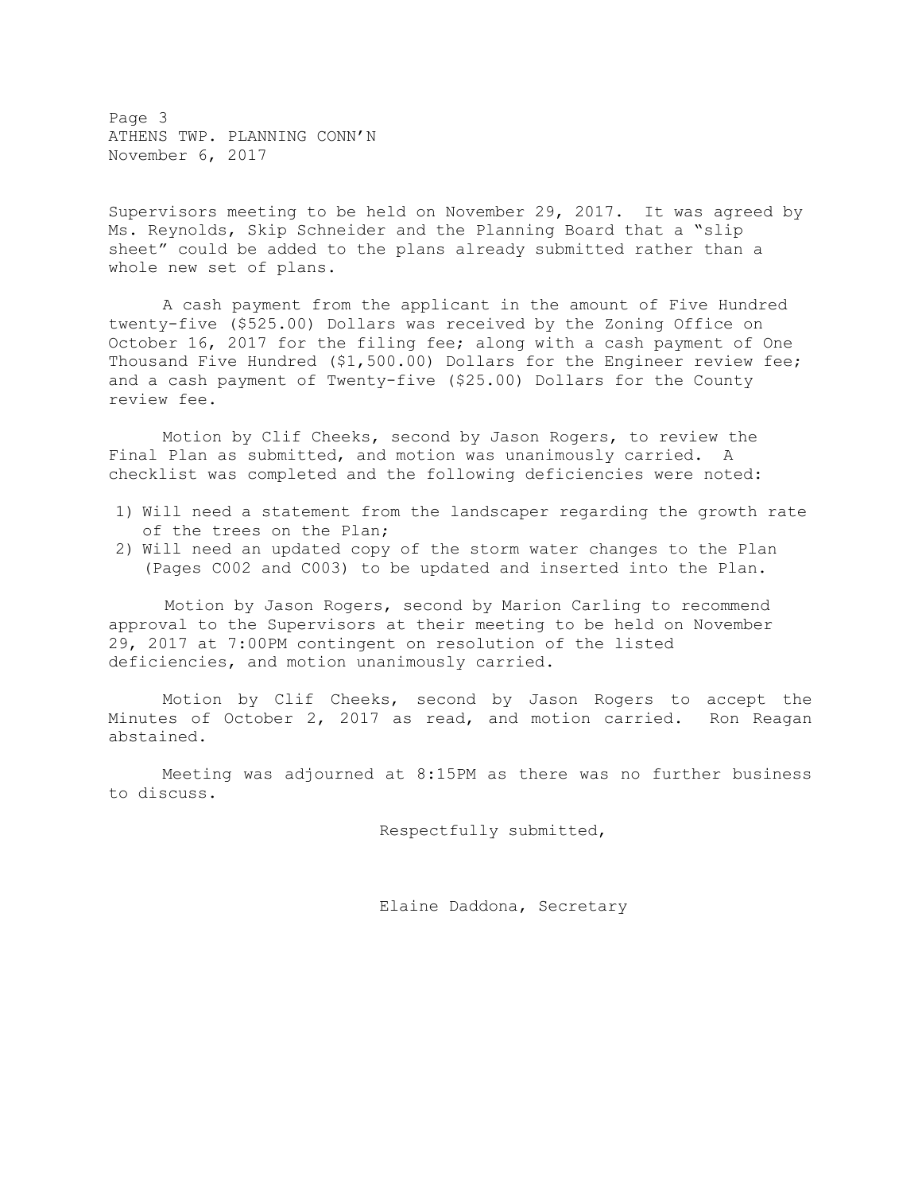Supervisors meeting to be held on November 29, 2017. It was agreed by Ms. Reynolds, Skip Schneider and the Planning Board that a "slip sheet" could be added to the plans already submitted rather than a whole new set of plans.

A cash payment from the applicant in the amount of Five Hundred twenty-five ($525.00) Dollars was received by the Zoning Office on October 16, 2017 for the filing fee; along with a cash payment of One Thousand Five Hundred ($1,500.00) Dollars for the Engineer review fee; and a cash payment of Twenty-five ($25.00) Dollars for the County review fee.

Motion by Clif Cheeks, second by Jason Rogers, to review the Final Plan as submitted, and motion was unanimously carried. A checklist was completed and the following deficiencies were noted:

1) Will need a statement from the landscaper regarding the growth rate of the trees on the Plan;
2) Will need an updated copy of the storm water changes to the Plan (Pages C002 and C003) to be updated and inserted into the Plan.

Motion by Jason Rogers, second by Marion Carling to recommend approval to the Supervisors at their meeting to be held on November 29, 2017 at 7:00PM contingent on resolution of the listed deficiencies, and motion unanimously carried.

Motion by Clif Cheeks, second by Jason Rogers to accept the Minutes of October 2, 2017 as read, and motion carried. Ron Reagan abstained.

Meeting was adjourned at 8:15PM as there was no further business to discuss.

Respectfully submitted,

Elaine Daddona, Secretary